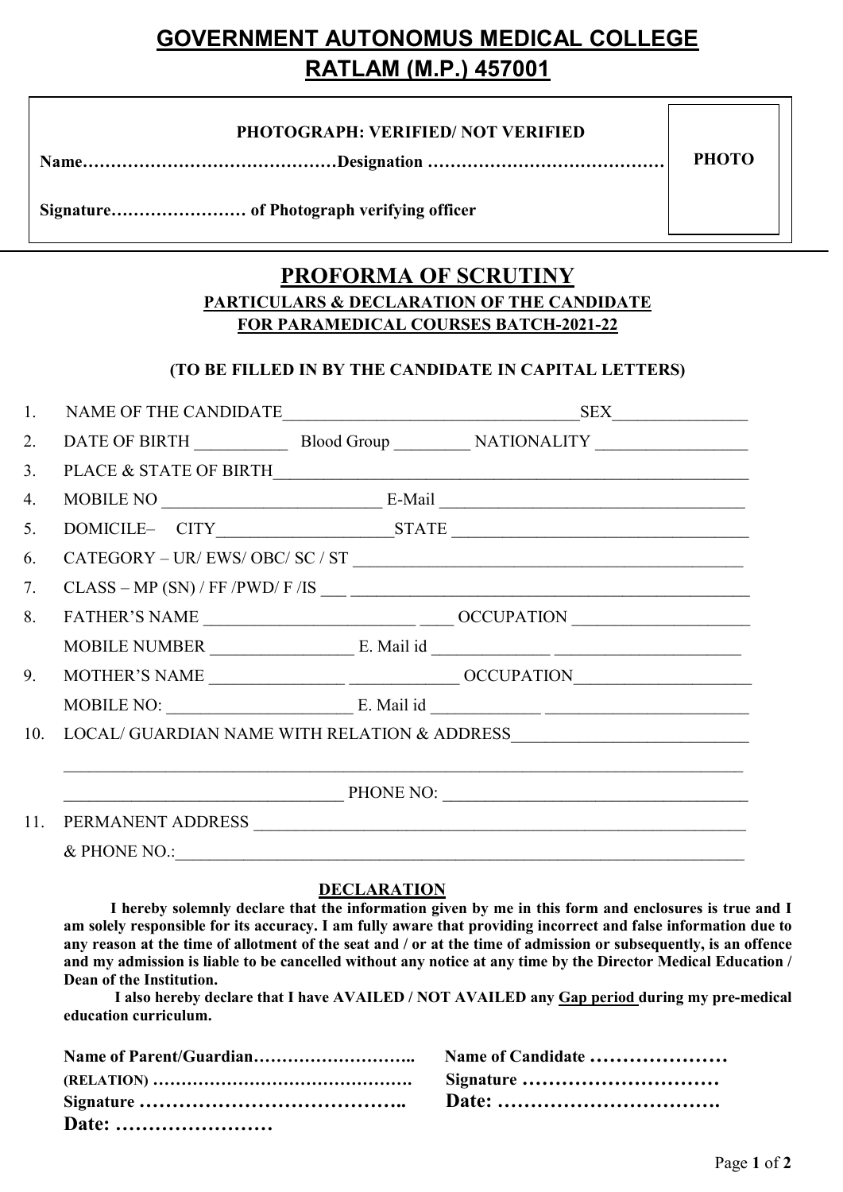# GOVERNMENT AUTONOMUS MEDICAL COLLEGE
# RATLAM (M.P.) 457001

**PHOTOGRAPH: VERIFIED/ NOT VERIFIED**

**Name………………………………………Designation ……………………………………**

**Signature…………………… of Photograph verifying officer**

**PHOTO**

## PROFORMA OF SCRUTINY

### PARTICULARS & DECLARATION OF THE CANDIDATE
### FOR PARAMEDICAL COURSES BATCH-2021-22

**(TO BE FILLED IN BY THE CANDIDATE IN CAPITAL LETTERS)**

1. NAME OF THE CANDIDATE___________________________________SEX________________
2. DATE OF BIRTH ___________ Blood Group _________ NATIONALITY __________________
3. PLACE & STATE OF BIRTH__________________________________________________________
4. MOBILE NO __________________________ E-Mail ____________________________________
5. DOMICILE– CITY_____________________STATE ____________________________________
6. CATEGORY – UR/ EWS/ OBC/ SC / ST ______________________________________________
7. CLASS – MP (SN) / FF /PWD/ F /IS ___ _____________________________________________
8. FATHER'S NAME _________________________ ____ OCCUPATION _____________________

   MOBILE NUMBER _________________ E. Mail id ______________ ______________________
9. MOTHER'S NAME ________________ _____________ OCCUPATION_____________________

   MOBILE NO: ______________________ E. Mail id _____________ _________________________
10. LOCAL/ GUARDIAN NAME WITH RELATION & ADDRESS____________________________

    ___________________________________________________________________________________

    _________________________________ PHONE NO: ___________________________________
11. PERMANENT ADDRESS _____________________________________________________________

    & PHONE NO.:_______________________________________________________________________

## DECLARATION

**I hereby solemnly declare that the information given by me in this form and enclosures is true and I am solely responsible for its accuracy. I am fully aware that providing incorrect and false information due to any reason at the time of allotment of the seat and / or at the time of admission or subsequently, is an offence and my admission is liable to be cancelled without any notice at any time by the Director Medical Education / Dean of the Institution.**

**I also hereby declare that I have AVAILED / NOT AVAILED any Gap period during my pre-medical education curriculum.**

**Name of Parent/Guardian………………………..**

**(RELATION) ……………………………………….**

**Signature …………………………………..**

**Date: ……………………**

**Name of Candidate …………………**

**Signature …………………………**

**Date: …………………………….**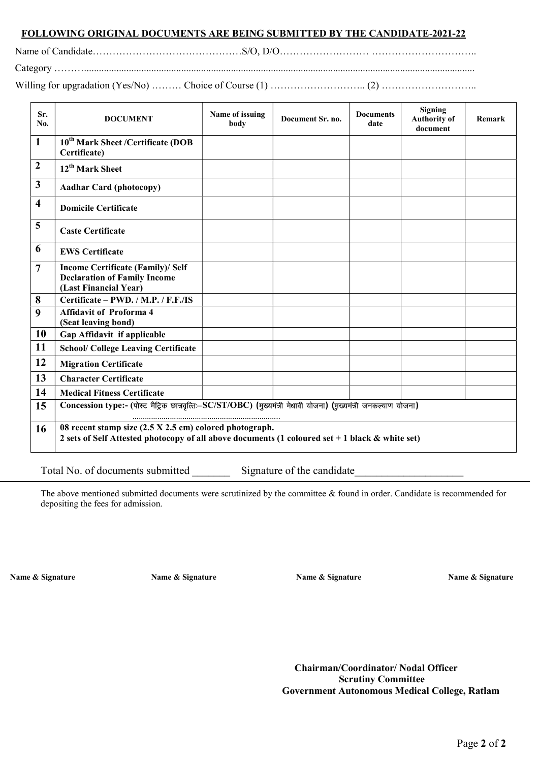**FOLLOWING ORIGINAL DOCUMENTS ARE BEING SUBMITTED BY THE CANDIDATE-2021-22**

Name of Candidate………………………………………S/O, D/O……………………… …………………………..

Category ………...........................................................................................................................................

Willing for upgradation (Yes/No) ……… Choice of Course (1) ……………………….. (2) ………………………..

| Sr. No. | DOCUMENT | Name of issuing body | Document Sr. no. | Documents date | Signing Authority of document | Remark |
|---|---|---|---|---|---|---|
| **1** | **10th Mark Sheet /Certificate (DOB Certificate)** | | | | | |
| **2** | **12th Mark Sheet** | | | | | |
| **3** | **Aadhar Card (photocopy)** | | | | | |
| **4** | **Domicile Certificate** | | | | | |
| **5** | **Caste Certificate** | | | | | |
| **6** | **EWS Certificate** | | | | | |
| **7** | **Income Certificate (Family)/ Self Declaration of Family Income (Last Financial Year)** | | | | | |
| **8** | **Certificate – PWD. / M.P. / F.F./IS** | | | | | |
| **9** | **Affidavit of Proforma 4 (Seat leaving bond)** | | | | | |
| **10** | **Gap Affidavit if applicable** | | | | | |
| **11** | **School/ College Leaving Certificate** | | | | | |
| **12** | **Migration Certificate** | | | | | |
| **13** | **Character Certificate** | | | | | |
| **14** | **Medical Fitness Certificate** | | | | | |
| **15** | **Concession type:- (पोस्ट मैट्रिक छात्रवृत्तिः–SC/ST/OBC) (मुख्यमंत्री मेधावी योजना) (मुख्यमंत्री जनकल्याण योजना)** ...................................................................... | | | | | |
| **16** | **08 recent stamp size (2.5 X 2.5 cm) colored photograph. 2 sets of Self Attested photocopy of all above documents (1 coloured set + 1 black & white set)** | | | | | |

Total No. of documents submitted _______ Signature of the candidate___________________

The above mentioned submitted documents were scrutinized by the committee & found in order. Candidate is recommended for depositing the fees for admission.

**Name & Signature** **Name & Signature** **Name & Signature** **Name & Signature**

**Chairman/Coordinator/ Nodal Officer**
**Scrutiny Committee**
**Government Autonomous Medical College, Ratlam**